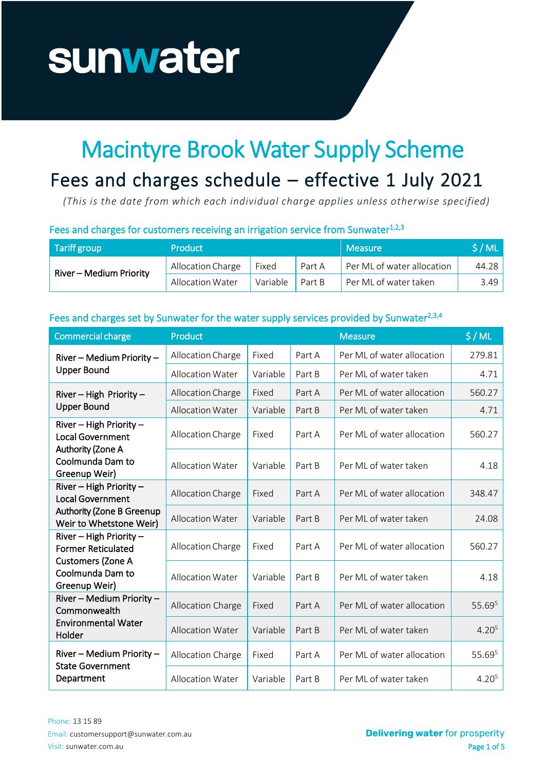sunwater

# Macintyre Brook Water Supply Scheme

## Fees and charges schedule – effective 1 July 2021

*(This is the date from which each individual charge applies unless otherwise specified)*

### Fees and charges for customers receiving an irrigation service from Sunwater[1,2,3]

| Tariff group | Product | | | Measure | $ / ML |
|---|---|---|---|---|---|
| River – Medium Priority | Allocation Charge | Fixed | Part A | Per ML of water allocation | 44.28 |
| | Allocation Water | Variable | Part B | Per ML of water taken | 3.49 |

### Fees and charges set by Sunwater for the water supply services provided by Sunwater[2,3,4]

| Commercial charge | Product | | | Measure | $ / ML |
|---|---|---|---|---|---|
| River – Medium Priority – Upper Bound | Allocation Charge | Fixed | Part A | Per ML of water allocation | 279.81 |
| | Allocation Water | Variable | Part B | Per ML of water taken | 4.71 |
| River – High Priority – Upper Bound | Allocation Charge | Fixed | Part A | Per ML of water allocation | 560.27 |
| | Allocation Water | Variable | Part B | Per ML of water taken | 4.71 |
| River – High Priority – Local Government Authority (Zone A Coolmunda Dam to Greenup Weir) | Allocation Charge | Fixed | Part A | Per ML of water allocation | 560.27 |
| | Allocation Water | Variable | Part B | Per ML of water taken | 4.18 |
| River – High Priority – Local Government Authority (Zone B Greenup Weir to Whetstone Weir) | Allocation Charge | Fixed | Part A | Per ML of water allocation | 348.47 |
| | Allocation Water | Variable | Part B | Per ML of water taken | 24.08 |
| River – High Priority – Former Reticulated Customers (Zone A Coolmunda Dam to Greenup Weir) | Allocation Charge | Fixed | Part A | Per ML of water allocation | 560.27 |
| | Allocation Water | Variable | Part B | Per ML of water taken | 4.18 |
| River – Medium Priority – Commonwealth Environmental Water Holder | Allocation Charge | Fixed | Part A | Per ML of water allocation | 55.69[5] |
| | Allocation Water | Variable | Part B | Per ML of water taken | 4.20[5] |
| River – Medium Priority – State Government Department | Allocation Charge | Fixed | Part A | Per ML of water allocation | 55.69[5] |
| | Allocation Water | Variable | Part B | Per ML of water taken | 4.20[5] |

Phone: 13 15 89
Email: customersupport@sunwater.com.au
Visit: sunwater.com.au

**Delivering water** for prosperity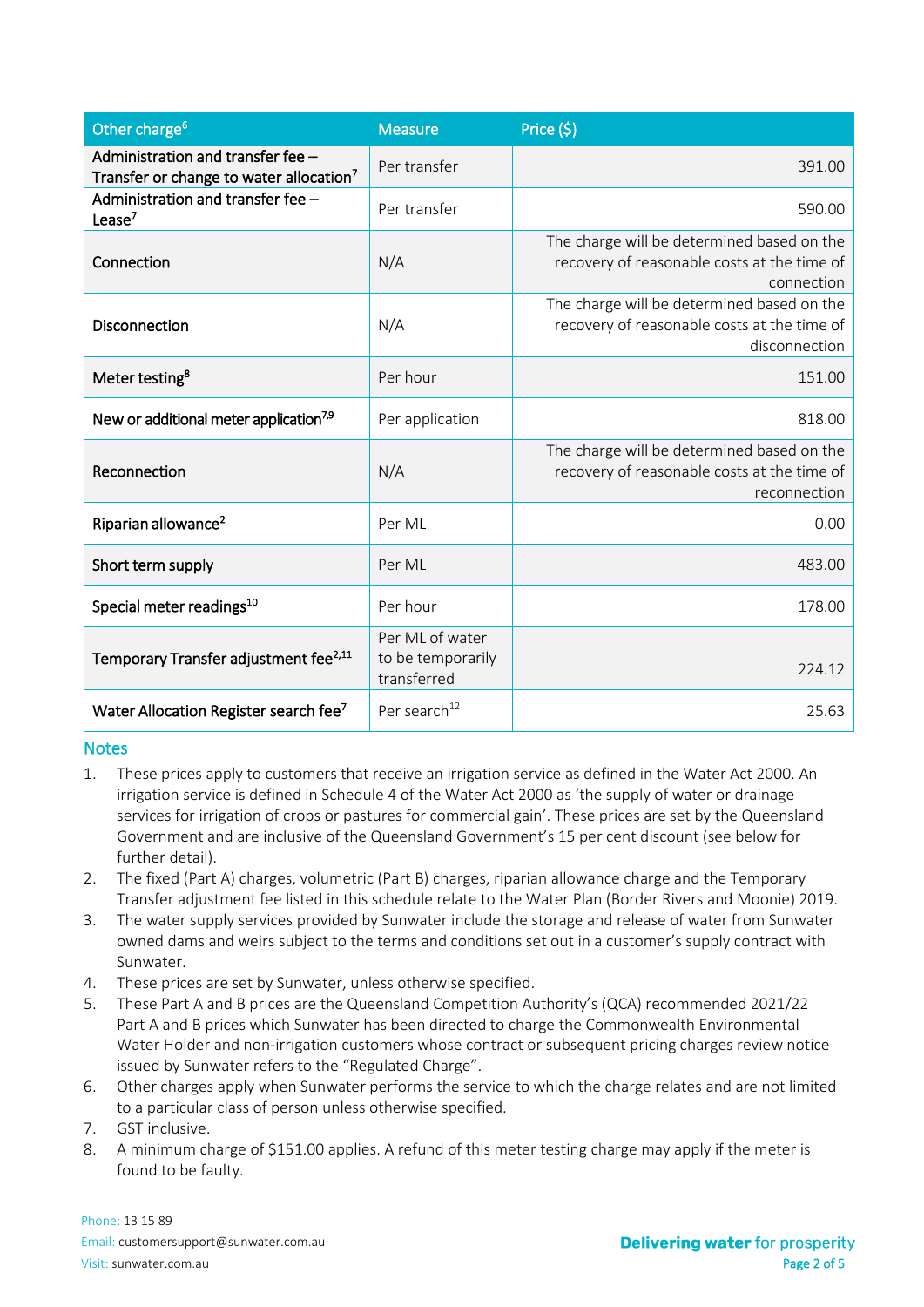| Other charge[6] | Measure | Price ($) |
|---|---|---|
| Administration and transfer fee – Transfer or change to water allocation[7] | Per transfer | 391.00 |
| Administration and transfer fee – Lease[7] | Per transfer | 590.00 |
| Connection | N/A | The charge will be determined based on the recovery of reasonable costs at the time of connection |
| Disconnection | N/A | The charge will be determined based on the recovery of reasonable costs at the time of disconnection |
| Meter testing[8] | Per hour | 151.00 |
| New or additional meter application[7,9] | Per application | 818.00 |
| Reconnection | N/A | The charge will be determined based on the recovery of reasonable costs at the time of reconnection |
| Riparian allowance[2] | Per ML | 0.00 |
| Short term supply | Per ML | 483.00 |
| Special meter readings[10] | Per hour | 178.00 |
| Temporary Transfer adjustment fee[2,11] | Per ML of water to be temporarily transferred | 224.12 |
| Water Allocation Register search fee[7] | Per search[12] | 25.63 |

## Notes

1. These prices apply to customers that receive an irrigation service as defined in the Water Act 2000. An irrigation service is defined in Schedule 4 of the Water Act 2000 as 'the supply of water or drainage services for irrigation of crops or pastures for commercial gain'. These prices are set by the Queensland Government and are inclusive of the Queensland Government's 15 per cent discount (see below for further detail).
2. The fixed (Part A) charges, volumetric (Part B) charges, riparian allowance charge and the Temporary Transfer adjustment fee listed in this schedule relate to the Water Plan (Border Rivers and Moonie) 2019.
3. The water supply services provided by Sunwater include the storage and release of water from Sunwater owned dams and weirs subject to the terms and conditions set out in a customer's supply contract with Sunwater.
4. These prices are set by Sunwater, unless otherwise specified.
5. These Part A and B prices are the Queensland Competition Authority's (QCA) recommended 2021/22 Part A and B prices which Sunwater has been directed to charge the Commonwealth Environmental Water Holder and non-irrigation customers whose contract or subsequent pricing charges review notice issued by Sunwater refers to the "Regulated Charge".
6. Other charges apply when Sunwater performs the service to which the charge relates and are not limited to a particular class of person unless otherwise specified.
7. GST inclusive.
8. A minimum charge of $151.00 applies. A refund of this meter testing charge may apply if the meter is found to be faulty.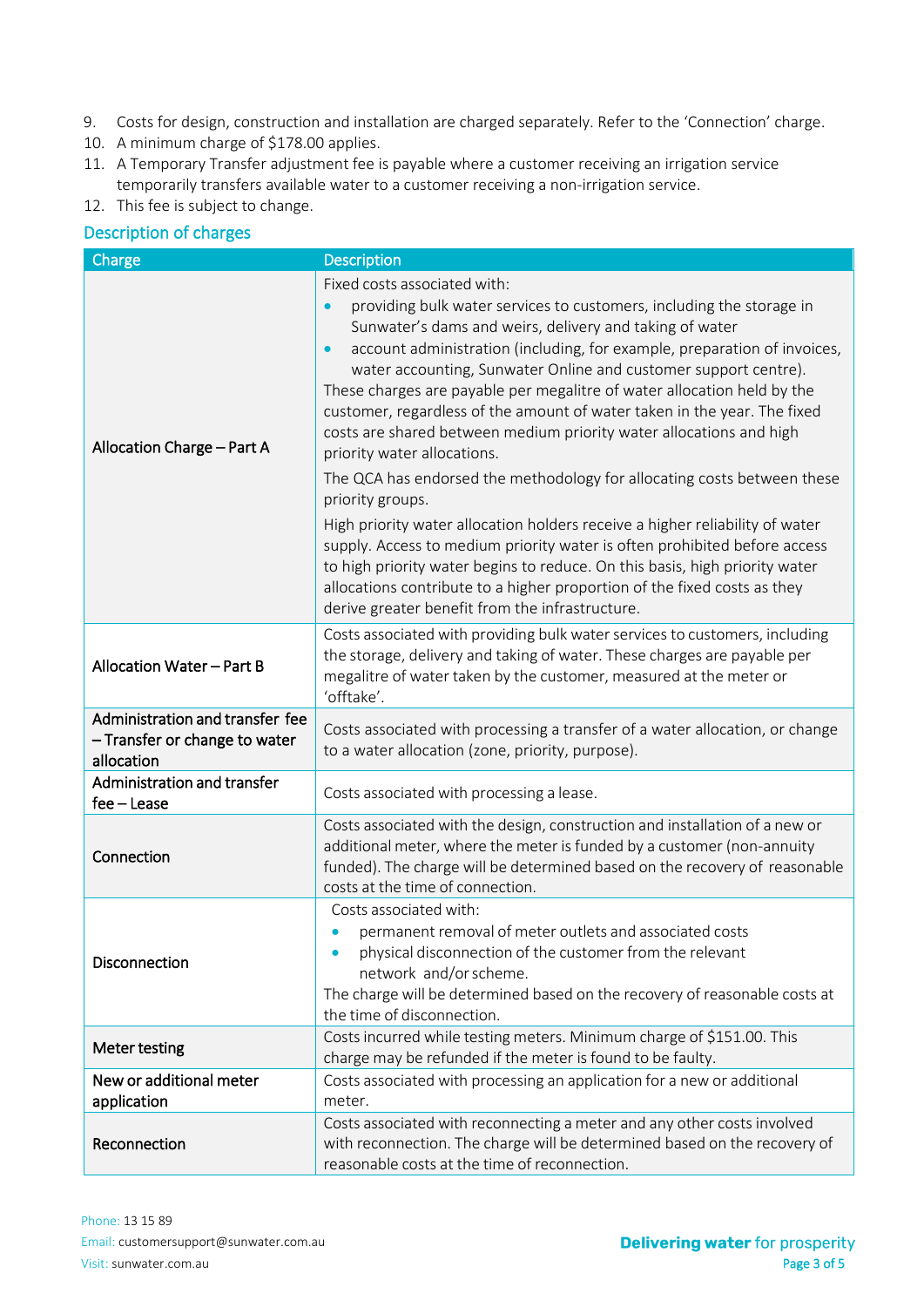9. Costs for design, construction and installation are charged separately. Refer to the 'Connection' charge.
10. A minimum charge of $178.00 applies.
11. A Temporary Transfer adjustment fee is payable where a customer receiving an irrigation service temporarily transfers available water to a customer receiving a non-irrigation service.
12. This fee is subject to change.

## Description of charges

| Charge | Description |
|---|---|
| Allocation Charge – Part A | Fixed costs associated with:<br>• providing bulk water services to customers, including the storage in Sunwater's dams and weirs, delivery and taking of water<br>• account administration (including, for example, preparation of invoices, water accounting, Sunwater Online and customer support centre).<br>These charges are payable per megalitre of water allocation held by the customer, regardless of the amount of water taken in the year. The fixed costs are shared between medium priority water allocations and high priority water allocations.<br>The QCA has endorsed the methodology for allocating costs between these priority groups.<br>High priority water allocation holders receive a higher reliability of water supply. Access to medium priority water is often prohibited before access to high priority water begins to reduce. On this basis, high priority water allocations contribute to a higher proportion of the fixed costs as they derive greater benefit from the infrastructure. |
| Allocation Water – Part B | Costs associated with providing bulk water services to customers, including the storage, delivery and taking of water. These charges are payable per megalitre of water taken by the customer, measured at the meter or 'offtake'. |
| Administration and transfer fee – Transfer or change to water allocation | Costs associated with processing a transfer of a water allocation, or change to a water allocation (zone, priority, purpose). |
| Administration and transfer fee – Lease | Costs associated with processing a lease. |
| Connection | Costs associated with the design, construction and installation of a new or additional meter, where the meter is funded by a customer (non-annuity funded). The charge will be determined based on the recovery of reasonable costs at the time of connection. |
| Disconnection | Costs associated with:<br>• permanent removal of meter outlets and associated costs<br>• physical disconnection of the customer from the relevant network and/or scheme.<br>The charge will be determined based on the recovery of reasonable costs at the time of disconnection. |
| Meter testing | Costs incurred while testing meters. Minimum charge of $151.00. This charge may be refunded if the meter is found to be faulty. |
| New or additional meter application | Costs associated with processing an application for a new or additional meter. |
| Reconnection | Costs associated with reconnecting a meter and any other costs involved with reconnection. The charge will be determined based on the recovery of reasonable costs at the time of reconnection. |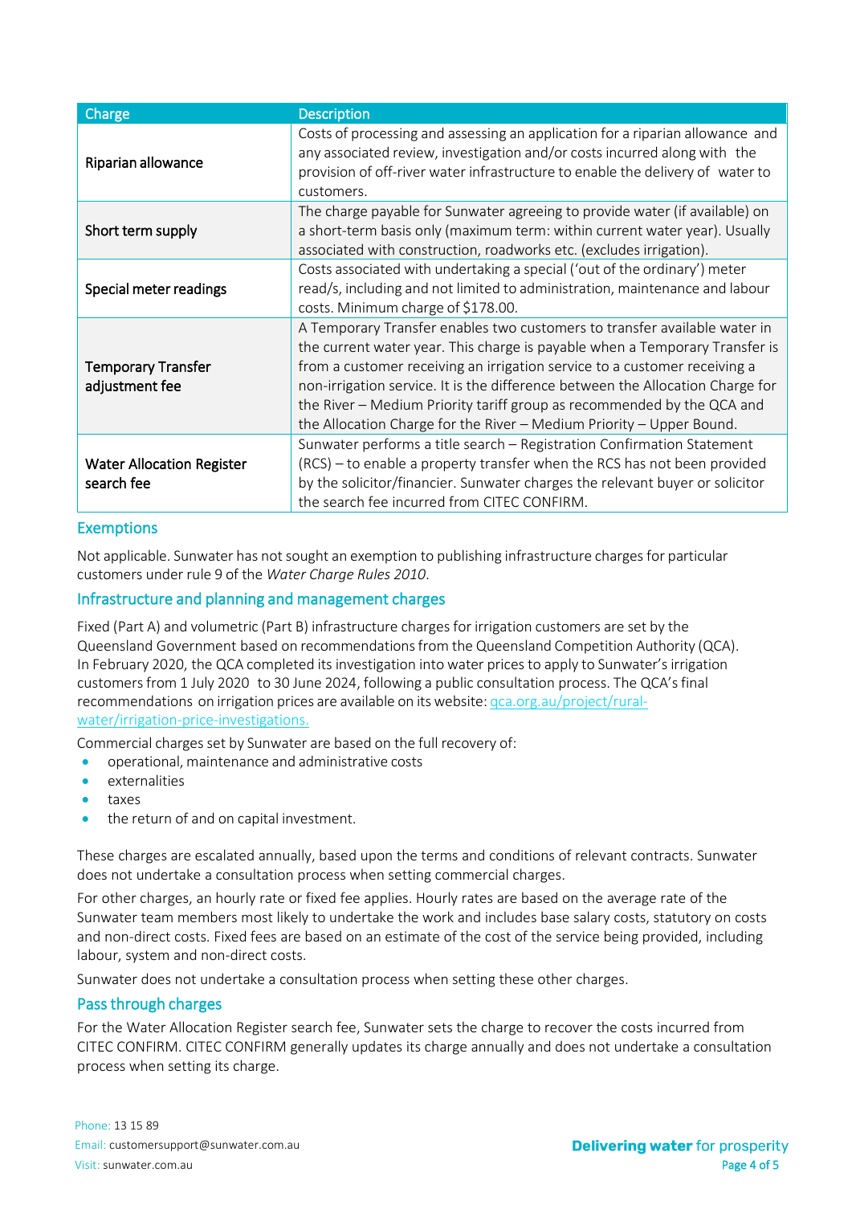| Charge | Description |
|---|---|
| Riparian allowance | Costs of processing and assessing an application for a riparian allowance and any associated review, investigation and/or costs incurred along with the provision of off-river water infrastructure to enable the delivery of water to customers. |
| Short term supply | The charge payable for Sunwater agreeing to provide water (if available) on a short-term basis only (maximum term: within current water year). Usually associated with construction, roadworks etc. (excludes irrigation). |
| Special meter readings | Costs associated with undertaking a special ('out of the ordinary') meter read/s, including and not limited to administration, maintenance and labour costs. Minimum charge of $178.00. |
| Temporary Transfer adjustment fee | A Temporary Transfer enables two customers to transfer available water in the current water year. This charge is payable when a Temporary Transfer is from a customer receiving an irrigation service to a customer receiving a non-irrigation service. It is the difference between the Allocation Charge for the River – Medium Priority tariff group as recommended by the QCA and the Allocation Charge for the River – Medium Priority – Upper Bound. |
| Water Allocation Register search fee | Sunwater performs a title search – Registration Confirmation Statement (RCS) – to enable a property transfer when the RCS has not been provided by the solicitor/financier. Sunwater charges the relevant buyer or solicitor the search fee incurred from CITEC CONFIRM. |

## Exemptions

Not applicable. Sunwater has not sought an exemption to publishing infrastructure charges for particular customers under rule 9 of the *Water Charge Rules 2010*.

## Infrastructure and planning and management charges

Fixed (Part A) and volumetric (Part B) infrastructure charges for irrigation customers are set by the Queensland Government based on recommendations from the Queensland Competition Authority (QCA). In February 2020, the QCA completed its investigation into water prices to apply to Sunwater's irrigation customers from 1 July 2020 to 30 June 2024, following a public consultation process. The QCA's final recommendations on irrigation prices are available on its website: qca.org.au/project/rural-water/irrigation-price-investigations.

Commercial charges set by Sunwater are based on the full recovery of:

- operational, maintenance and administrative costs
- externalities
- taxes
- the return of and on capital investment.

These charges are escalated annually, based upon the terms and conditions of relevant contracts. Sunwater does not undertake a consultation process when setting commercial charges.

For other charges, an hourly rate or fixed fee applies. Hourly rates are based on the average rate of the Sunwater team members most likely to undertake the work and includes base salary costs, statutory on costs and non-direct costs. Fixed fees are based on an estimate of the cost of the service being provided, including labour, system and non-direct costs.

Sunwater does not undertake a consultation process when setting these other charges.

## Pass through charges

For the Water Allocation Register search fee, Sunwater sets the charge to recover the costs incurred from CITEC CONFIRM. CITEC CONFIRM generally updates its charge annually and does not undertake a consultation process when setting its charge.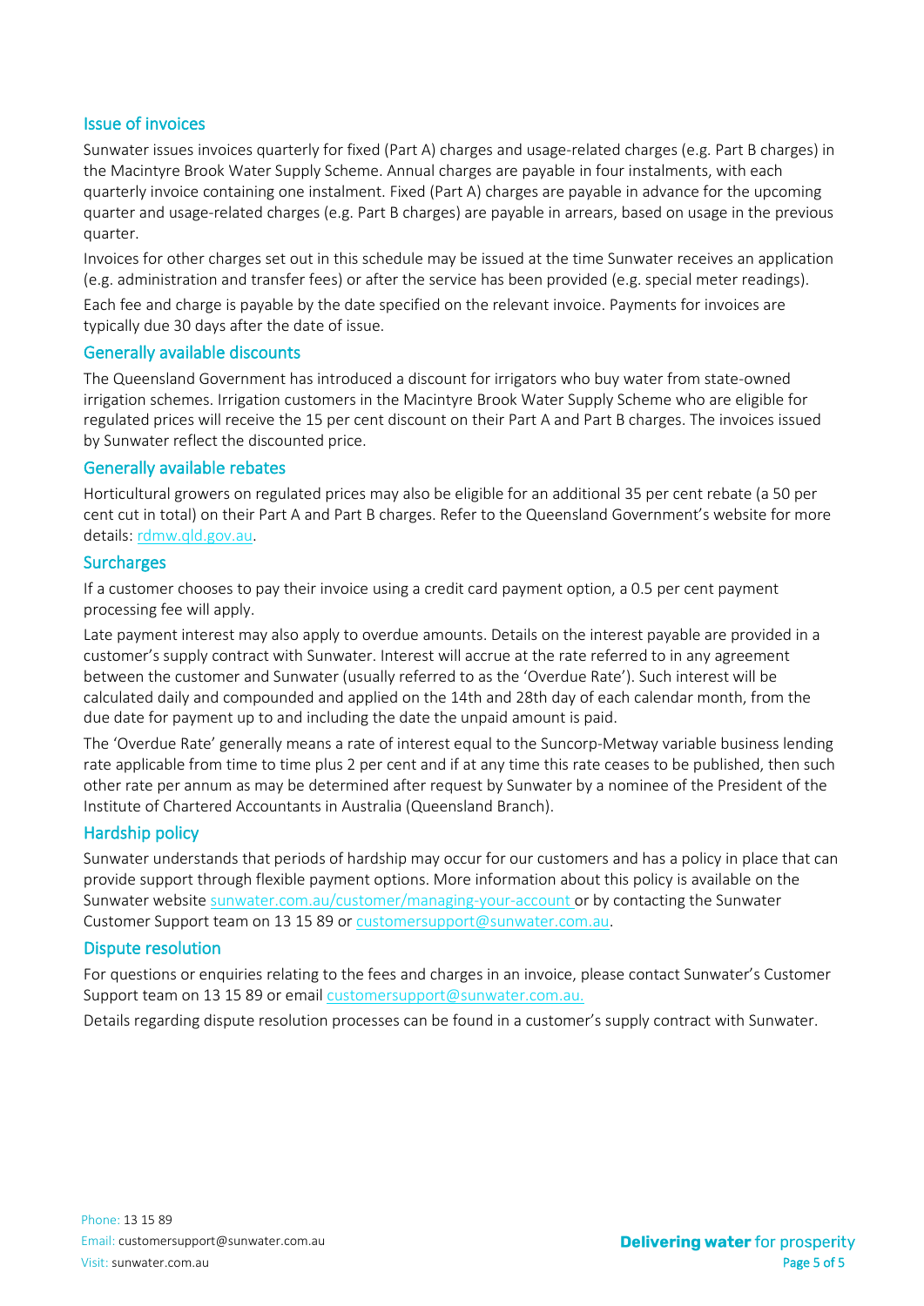## Issue of invoices

Sunwater issues invoices quarterly for fixed (Part A) charges and usage-related charges (e.g. Part B charges) in the Macintyre Brook Water Supply Scheme. Annual charges are payable in four instalments, with each quarterly invoice containing one instalment. Fixed (Part A) charges are payable in advance for the upcoming quarter and usage-related charges (e.g. Part B charges) are payable in arrears, based on usage in the previous quarter.

Invoices for other charges set out in this schedule may be issued at the time Sunwater receives an application (e.g. administration and transfer fees) or after the service has been provided (e.g. special meter readings).

Each fee and charge is payable by the date specified on the relevant invoice. Payments for invoices are typically due 30 days after the date of issue.

## Generally available discounts

The Queensland Government has introduced a discount for irrigators who buy water from state-owned irrigation schemes. Irrigation customers in the Macintyre Brook Water Supply Scheme who are eligible for regulated prices will receive the 15 per cent discount on their Part A and Part B charges. The invoices issued by Sunwater reflect the discounted price.

## Generally available rebates

Horticultural growers on regulated prices may also be eligible for an additional 35 per cent rebate (a 50 per cent cut in total) on their Part A and Part B charges. Refer to the Queensland Government's website for more details: rdmw.qld.gov.au.

## Surcharges

If a customer chooses to pay their invoice using a credit card payment option, a 0.5 per cent payment processing fee will apply.

Late payment interest may also apply to overdue amounts. Details on the interest payable are provided in a customer's supply contract with Sunwater. Interest will accrue at the rate referred to in any agreement between the customer and Sunwater (usually referred to as the 'Overdue Rate'). Such interest will be calculated daily and compounded and applied on the 14th and 28th day of each calendar month, from the due date for payment up to and including the date the unpaid amount is paid.

The 'Overdue Rate' generally means a rate of interest equal to the Suncorp-Metway variable business lending rate applicable from time to time plus 2 per cent and if at any time this rate ceases to be published, then such other rate per annum as may be determined after request by Sunwater by a nominee of the President of the Institute of Chartered Accountants in Australia (Queensland Branch).

## Hardship policy

Sunwater understands that periods of hardship may occur for our customers and has a policy in place that can provide support through flexible payment options. More information about this policy is available on the Sunwater website sunwater.com.au/customer/managing-your-account or by contacting the Sunwater Customer Support team on 13 15 89 or customersupport@sunwater.com.au.

## Dispute resolution

For questions or enquiries relating to the fees and charges in an invoice, please contact Sunwater's Customer Support team on 13 15 89 or email customersupport@sunwater.com.au.

Details regarding dispute resolution processes can be found in a customer's supply contract with Sunwater.